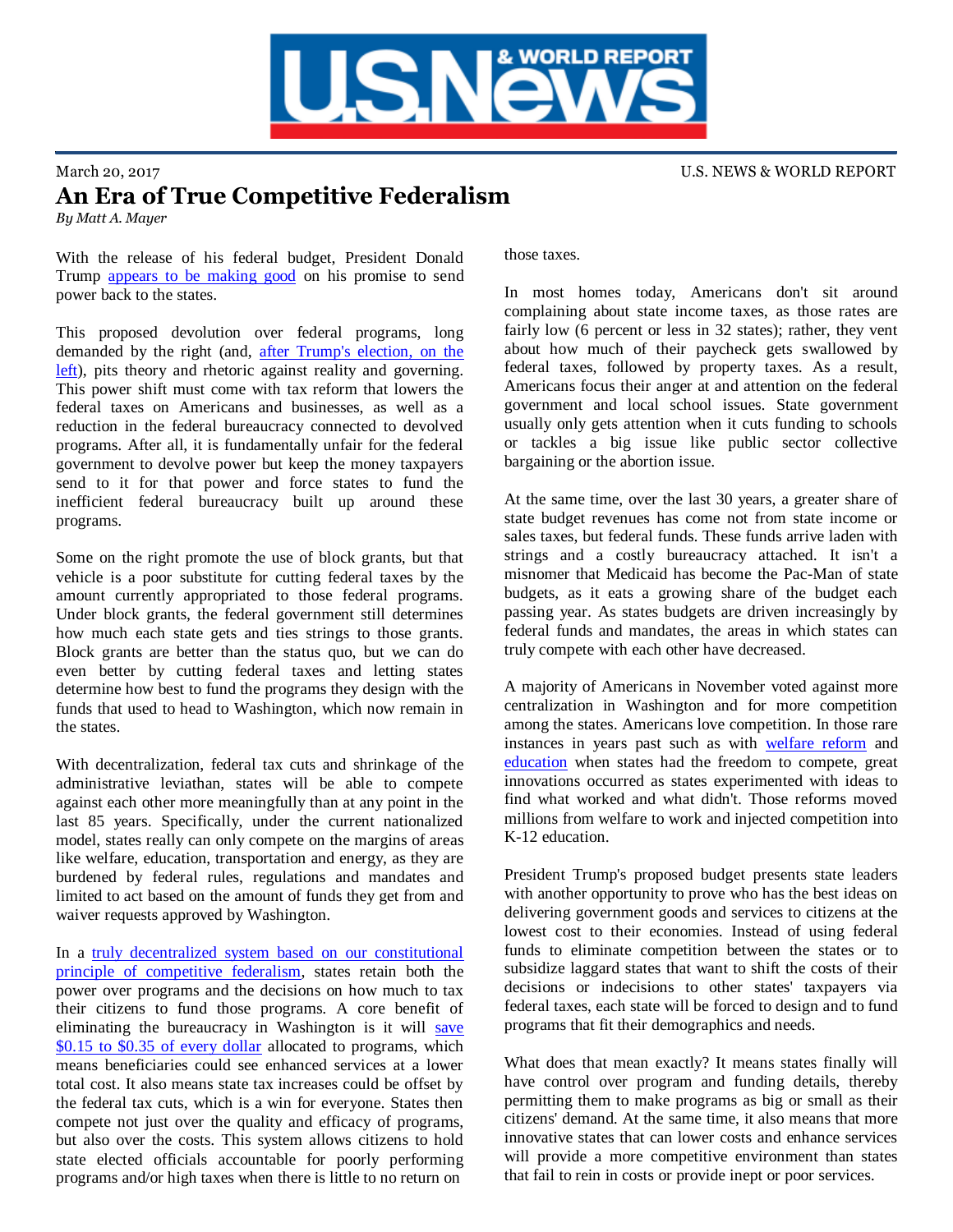March 20, 2017

U.S. NEWS & WORLD REPORT

# An Era of True Competitive Federalism

*By Matt A. Mayer*

With the release of his federal budget, President Donald Trump appears to be making good on his promise to send power back to the states.

This proposed devolution over federal programs, long demanded by the right (and, after Trump's election, on the left), pits theory and rhetoric against reality and governing. This power shift must come with tax reform that lowers the federal taxes on Americans and businesses, as well as a reduction in the federal bureaucracy connected to devolved programs. After all, it is fundamentally unfair for the federal government to devolve power but keep the money taxpayers send to it for that power and force states to fund the inefficient federal bureaucracy built up around these programs.

Some on the right promote the use of block grants, but that vehicle is a poor substitute for cutting federal taxes by the amount currently appropriated to those federal programs. Under block grants, the federal government still determines how much each state gets and ties strings to those grants. Block grants are better than the status quo, but we can do even better by cutting federal taxes and letting states determine how best to fund the programs they design with the funds that used to head to Washington, which now remain in the states.

With decentralization, federal tax cuts and shrinkage of the administrative leviathan, states will be able to compete against each other more meaningfully than at any point in the last 85 years. Specifically, under the current nationalized model, states really can only compete on the margins of areas like welfare, education, transportation and energy, as they are burdened by federal rules, regulations and mandates and limited to act based on the amount of funds they get from and waiver requests approved by Washington.

In a truly decentralized system based on our constitutional principle of competitive federalism, states retain both the power over programs and the decisions on how much to tax their citizens to fund those programs. A core benefit of eliminating the bureaucracy in Washington is it will save $0.15 to $0.35 of every dollar allocated to programs, which means beneficiaries could see enhanced services at a lower total cost. It also means state tax increases could be offset by the federal tax cuts, which is a win for everyone. States then compete not just over the quality and efficacy of programs, but also over the costs. This system allows citizens to hold state elected officials accountable for poorly performing programs and/or high taxes when there is little to no return on those taxes.

In most homes today, Americans don't sit around complaining about state income taxes, as those rates are fairly low (6 percent or less in 32 states); rather, they vent about how much of their paycheck gets swallowed by federal taxes, followed by property taxes. As a result, Americans focus their anger at and attention on the federal government and local school issues. State government usually only gets attention when it cuts funding to schools or tackles a big issue like public sector collective bargaining or the abortion issue.

At the same time, over the last 30 years, a greater share of state budget revenues has come not from state income or sales taxes, but federal funds. These funds arrive laden with strings and a costly bureaucracy attached. It isn't a misnomer that Medicaid has become the Pac-Man of state budgets, as it eats a growing share of the budget each passing year. As states budgets are driven increasingly by federal funds and mandates, the areas in which states can truly compete with each other have decreased.

A majority of Americans in November voted against more centralization in Washington and for more competition among the states. Americans love competition. In those rare instances in years past such as with welfare reform and education when states had the freedom to compete, great innovations occurred as states experimented with ideas to find what worked and what didn't. Those reforms moved millions from welfare to work and injected competition into K-12 education.

President Trump's proposed budget presents state leaders with another opportunity to prove who has the best ideas on delivering government goods and services to citizens at the lowest cost to their economies. Instead of using federal funds to eliminate competition between the states or to subsidize laggard states that want to shift the costs of their decisions or indecisions to other states' taxpayers via federal taxes, each state will be forced to design and to fund programs that fit their demographics and needs.

What does that mean exactly? It means states finally will have control over program and funding details, thereby permitting them to make programs as big or small as their citizens' demand. At the same time, it also means that more innovative states that can lower costs and enhance services will provide a more competitive environment than states that fail to rein in costs or provide inept or poor services.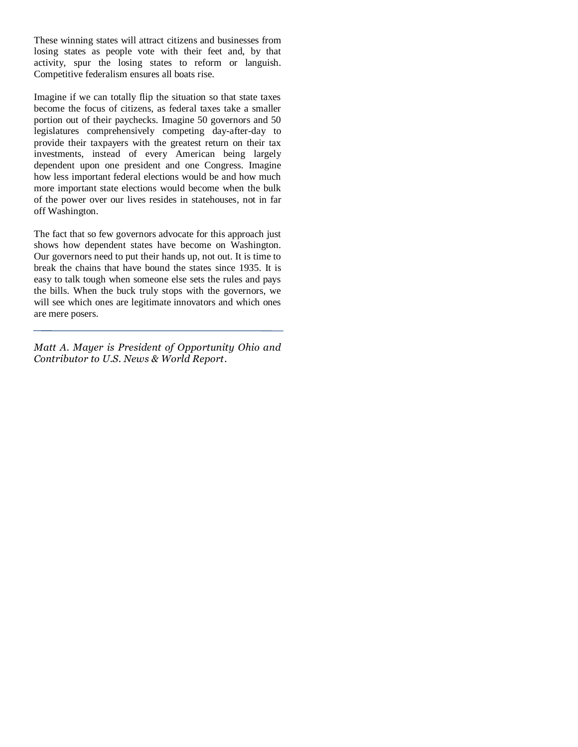These winning states will attract citizens and businesses from losing states as people vote with their feet and, by that activity, spur the losing states to reform or languish. Competitive federalism ensures all boats rise.

Imagine if we can totally flip the situation so that state taxes become the focus of citizens, as federal taxes take a smaller portion out of their paychecks. Imagine 50 governors and 50 legislatures comprehensively competing day-after-day to provide their taxpayers with the greatest return on their tax investments, instead of every American being largely dependent upon one president and one Congress. Imagine how less important federal elections would be and how much more important state elections would become when the bulk of the power over our lives resides in statehouses, not in far off Washington.

The fact that so few governors advocate for this approach just shows how dependent states have become on Washington. Our governors need to put their hands up, not out. It is time to break the chains that have bound the states since 1935. It is easy to talk tough when someone else sets the rules and pays the bills. When the buck truly stops with the governors, we will see which ones are legitimate innovators and which ones are mere posers.

---

*Matt A. Mayer is President of Opportunity Ohio and Contributor to U.S. News & World Report.*